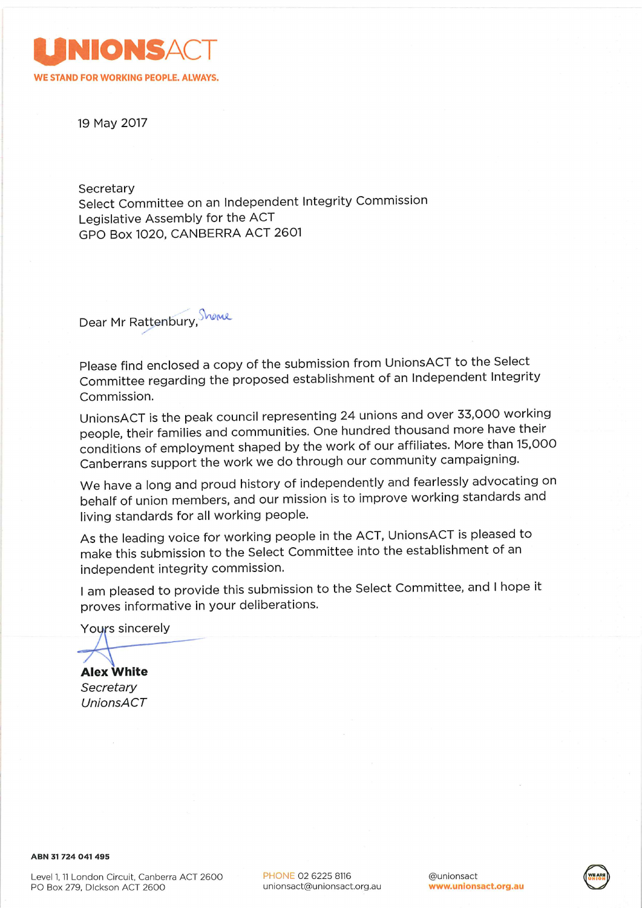**UNIONSACT**

**WE STAND FOR WORKING PEOPLE. ALWAYS.**

19 May 2017

Secretary
Select Committee on an Independent Integrity Commission
Legislative Assembly for the ACT
GPO Box 1020, CANBERRA ACT 2601

Dear ~~Mr Rattenbury~~, Shane

Please find enclosed a copy of the submission from UnionsACT to the Select Committee regarding the proposed establishment of an Independent Integrity Commission.

UnionsACT is the peak council representing 24 unions and over 33,000 working people, their families and communities. One hundred thousand more have their conditions of employment shaped by the work of our affiliates. More than 15,000 Canberrans support the work we do through our community campaigning.

We have a long and proud history of independently and fearlessly advocating on behalf of union members, and our mission is to improve working standards and living standards for all working people.

As the leading voice for working people in the ACT, UnionsACT is pleased to make this submission to the Select Committee into the establishment of an independent integrity commission.

I am pleased to provide this submission to the Select Committee, and I hope it proves informative in your deliberations.

Yours sincerely

**Alex White**
*Secretary*
*UnionsACT*

**ABN 31 724 041 495**

Level 1, 11 London Circuit, Canberra ACT 2600
PO Box 279, Dickson ACT 2600

PHONE 02 6225 8116
unionsact@unionsact.org.au

@unionsact
**www.unionsact.org.au**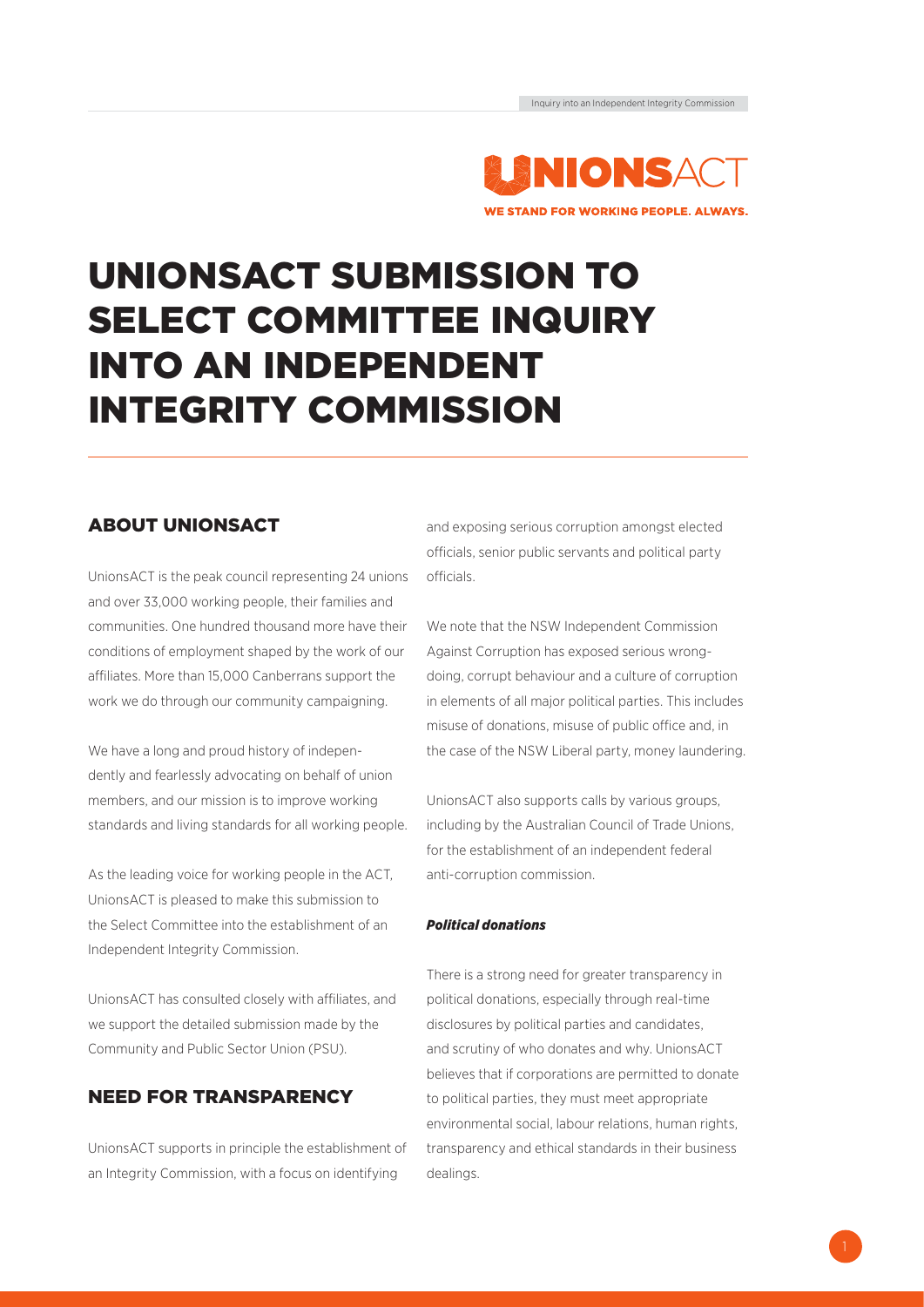# UNIONSACT SUBMISSION TO SELECT COMMITTEE INQUIRY INTO AN INDEPENDENT INTEGRITY COMMISSION

## ABOUT UNIONSACT

UnionsACT is the peak council representing 24 unions and over 33,000 working people, their families and communities. One hundred thousand more have their conditions of employment shaped by the work of our affiliates. More than 15,000 Canberrans support the work we do through our community campaigning.

We have a long and proud history of independently and fearlessly advocating on behalf of union members, and our mission is to improve working standards and living standards for all working people.

As the leading voice for working people in the ACT, UnionsACT is pleased to make this submission to the Select Committee into the establishment of an Independent Integrity Commission.

UnionsACT has consulted closely with affiliates, and we support the detailed submission made by the Community and Public Sector Union (PSU).

## NEED FOR TRANSPARENCY

UnionsACT supports in principle the establishment of an Integrity Commission, with a focus on identifying and exposing serious corruption amongst elected officials, senior public servants and political party officials.

We note that the NSW Independent Commission Against Corruption has exposed serious wrong-doing, corrupt behaviour and a culture of corruption in elements of all major political parties. This includes misuse of donations, misuse of public office and, in the case of the NSW Liberal party, money laundering.

UnionsACT also supports calls by various groups, including by the Australian Council of Trade Unions, for the establishment of an independent federal anti-corruption commission.

***Political donations***

There is a strong need for greater transparency in political donations, especially through real-time disclosures by political parties and candidates, and scrutiny of who donates and why. UnionsACT believes that if corporations are permitted to donate to political parties, they must meet appropriate environmental social, labour relations, human rights, transparency and ethical standards in their business dealings.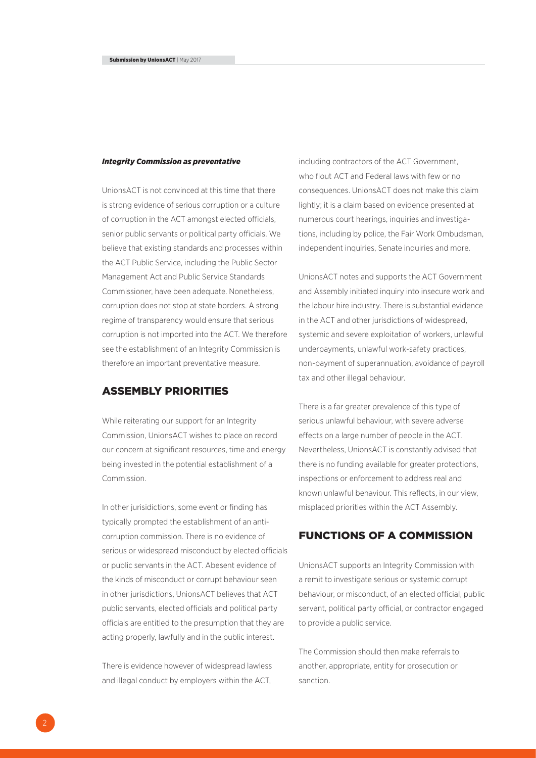***Integrity Commission as preventative***

UnionsACT is not convinced at this time that there is strong evidence of serious corruption or a culture of corruption in the ACT amongst elected officials, senior public servants or political party officials. We believe that existing standards and processes within the ACT Public Service, including the Public Sector Management Act and Public Service Standards Commissioner, have been adequate. Nonetheless, corruption does not stop at state borders. A strong regime of transparency would ensure that serious corruption is not imported into the ACT. We therefore see the establishment of an Integrity Commission is therefore an important preventative measure.

## ASSEMBLY PRIORITIES

While reiterating our support for an Integrity Commission, UnionsACT wishes to place on record our concern at significant resources, time and energy being invested in the potential establishment of a Commission.

In other jurisidictions, some event or finding has typically prompted the establishment of an anti-corruption commission. There is no evidence of serious or widespread misconduct by elected officials or public servants in the ACT. Abesent evidence of the kinds of misconduct or corrupt behaviour seen in other jurisdictions, UnionsACT believes that ACT public servants, elected officials and political party officials are entitled to the presumption that they are acting properly, lawfully and in the public interest.

There is evidence however of widespread lawless and illegal conduct by employers within the ACT, including contractors of the ACT Government, who flout ACT and Federal laws with few or no consequences. UnionsACT does not make this claim lightly; it is a claim based on evidence presented at numerous court hearings, inquiries and investigations, including by police, the Fair Work Ombudsman, independent inquiries, Senate inquiries and more.

UnionsACT notes and supports the ACT Government and Assembly initiated inquiry into insecure work and the labour hire industry. There is substantial evidence in the ACT and other jurisdictions of widespread, systemic and severe exploitation of workers, unlawful underpayments, unlawful work-safety practices, non-payment of superannuation, avoidance of payroll tax and other illegal behaviour.

There is a far greater prevalence of this type of serious unlawful behaviour, with severe adverse effects on a large number of people in the ACT. Nevertheless, UnionsACT is constantly advised that there is no funding available for greater protections, inspections or enforcement to address real and known unlawful behaviour. This reflects, in our view, misplaced priorities within the ACT Assembly.

## FUNCTIONS OF A COMMISSION

UnionsACT supports an Integrity Commission with a remit to investigate serious or systemic corrupt behaviour, or misconduct, of an elected official, public servant, political party official, or contractor engaged to provide a public service.

The Commission should then make referrals to another, appropriate, entity for prosecution or sanction.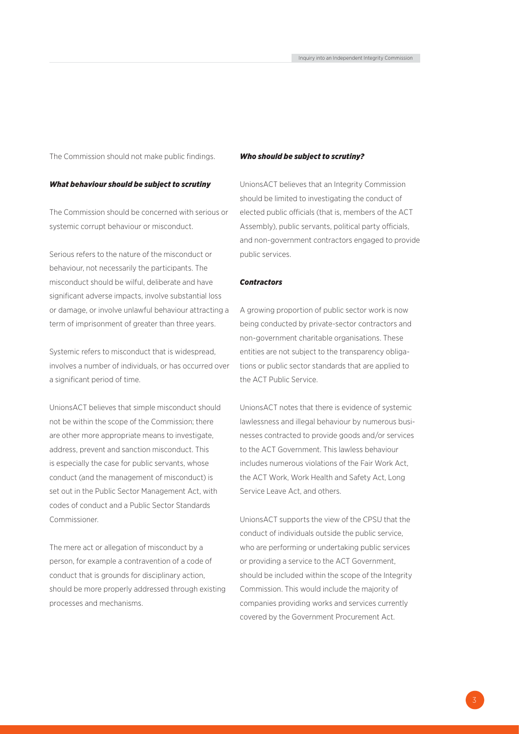The Commission should not make public findings.

### *What behaviour should be subject to scrutiny*

The Commission should be concerned with serious or systemic corrupt behaviour or misconduct.

Serious refers to the nature of the misconduct or behaviour, not necessarily the participants. The misconduct should be wilful, deliberate and have significant adverse impacts, involve substantial loss or damage, or involve unlawful behaviour attracting a term of imprisonment of greater than three years.

Systemic refers to misconduct that is widespread, involves a number of individuals, or has occurred over a significant period of time.

UnionsACT believes that simple misconduct should not be within the scope of the Commission; there are other more appropriate means to investigate, address, prevent and sanction misconduct. This is especially the case for public servants, whose conduct (and the management of misconduct) is set out in the Public Sector Management Act, with codes of conduct and a Public Sector Standards Commissioner.

The mere act or allegation of misconduct by a person, for example a contravention of a code of conduct that is grounds for disciplinary action, should be more properly addressed through existing processes and mechanisms.

### *Who should be subject to scrutiny?*

UnionsACT believes that an Integrity Commission should be limited to investigating the conduct of elected public officials (that is, members of the ACT Assembly), public servants, political party officials, and non-government contractors engaged to provide public services.

### *Contractors*

A growing proportion of public sector work is now being conducted by private-sector contractors and non-government charitable organisations. These entities are not subject to the transparency obligations or public sector standards that are applied to the ACT Public Service.

UnionsACT notes that there is evidence of systemic lawlessness and illegal behaviour by numerous businesses contracted to provide goods and/or services to the ACT Government. This lawless behaviour includes numerous violations of the Fair Work Act, the ACT Work, Work Health and Safety Act, Long Service Leave Act, and others.

UnionsACT supports the view of the CPSU that the conduct of individuals outside the public service, who are performing or undertaking public services or providing a service to the ACT Government, should be included within the scope of the Integrity Commission. This would include the majority of companies providing works and services currently covered by the Government Procurement Act.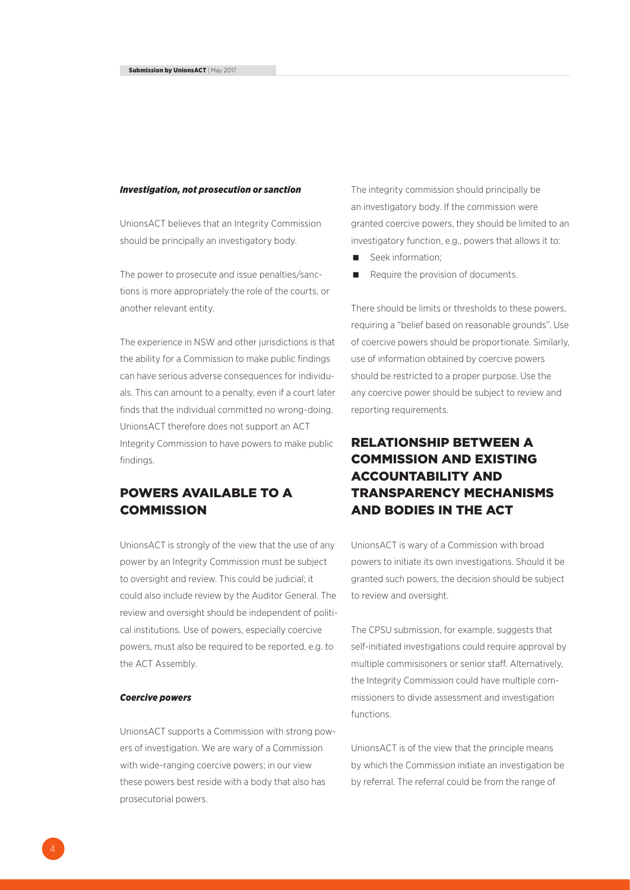### *Investigation, not prosecution or sanction*

UnionsACT believes that an Integrity Commission should be principally an investigatory body.

The power to prosecute and issue penalties/sanctions is more appropriately the role of the courts, or another relevant entity.

The experience in NSW and other jurisdictions is that the ability for a Commission to make public findings can have serious adverse consequences for individuals. This can amount to a penalty, even if a court later finds that the individual committed no wrong-doing. UnionsACT therefore does not support an ACT Integrity Commission to have powers to make public findings.

## POWERS AVAILABLE TO A COMMISSION

UnionsACT is strongly of the view that the use of any power by an Integrity Commission must be subject to oversight and review. This could be judicial; it could also include review by the Auditor General. The review and oversight should be independent of political institutions. Use of powers, especially coercive powers, must also be required to be reported, e.g. to the ACT Assembly.

### *Coercive powers*

UnionsACT supports a Commission with strong powers of investigation. We are wary of a Commission with wide-ranging coercive powers; in our view these powers best reside with a body that also has prosecutorial powers.

The integrity commission should principally be an investigatory body. If the commission were granted coercive powers, they should be limited to an investigatory function, e.g., powers that allows it to:

- Seek information;
- Require the provision of documents.

There should be limits or thresholds to these powers, requiring a "belief based on reasonable grounds". Use of coercive powers should be proportionate. Similarly, use of information obtained by coercive powers should be restricted to a proper purpose. Use the any coercive power should be subject to review and reporting requirements.

## RELATIONSHIP BETWEEN A COMMISSION AND EXISTING ACCOUNTABILITY AND TRANSPARENCY MECHANISMS AND BODIES IN THE ACT

UnionsACT is wary of a Commission with broad powers to initiate its own investigations. Should it be granted such powers, the decision should be subject to review and oversight.

The CPSU submission, for example, suggests that self-initiated investigations could require approval by multiple commisisoners or senior staff. Alternatively, the Integrity Commission could have multiple commissioners to divide assessment and investigation functions.

UnionsACT is of the view that the principle means by which the Commission initiate an investigation be by referral. The referral could be from the range of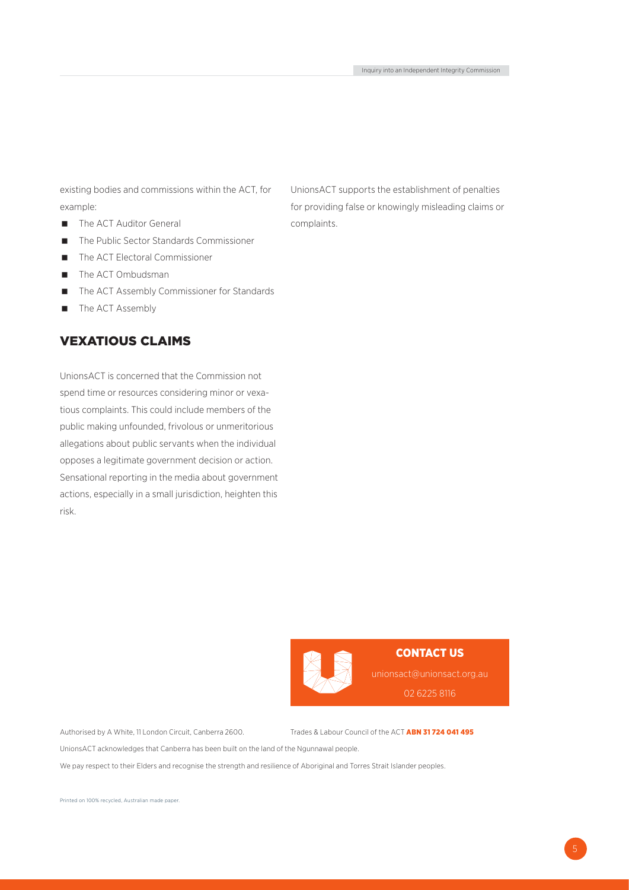existing bodies and commissions within the ACT, for example:

- The ACT Auditor General
- The Public Sector Standards Commissioner
- The ACT Electoral Commissioner
- The ACT Ombudsman
- The ACT Assembly Commissioner for Standards
- The ACT Assembly

## VEXATIOUS CLAIMS

UnionsACT is concerned that the Commission not spend time or resources considering minor or vexatious complaints. This could include members of the public making unfounded, frivolous or unmeritorious allegations about public servants when the individual opposes a legitimate government decision or action. Sensational reporting in the media about government actions, especially in a small jurisdiction, heighten this risk.

UnionsACT supports the establishment of penalties for providing false or knowingly misleading claims or complaints.

**CONTACT US**

unionsact@unionsact.org.au

02 6225 8116

Authorised by A White, 11 London Circuit, Canberra 2600.

Trades & Labour Council of the ACT **ABN 31 724 041 495**

UnionsACT acknowledges that Canberra has been built on the land of the Ngunnawal people.

We pay respect to their Elders and recognise the strength and resilience of Aboriginal and Torres Strait Islander peoples.

Printed on 100% recycled, Australian made paper.